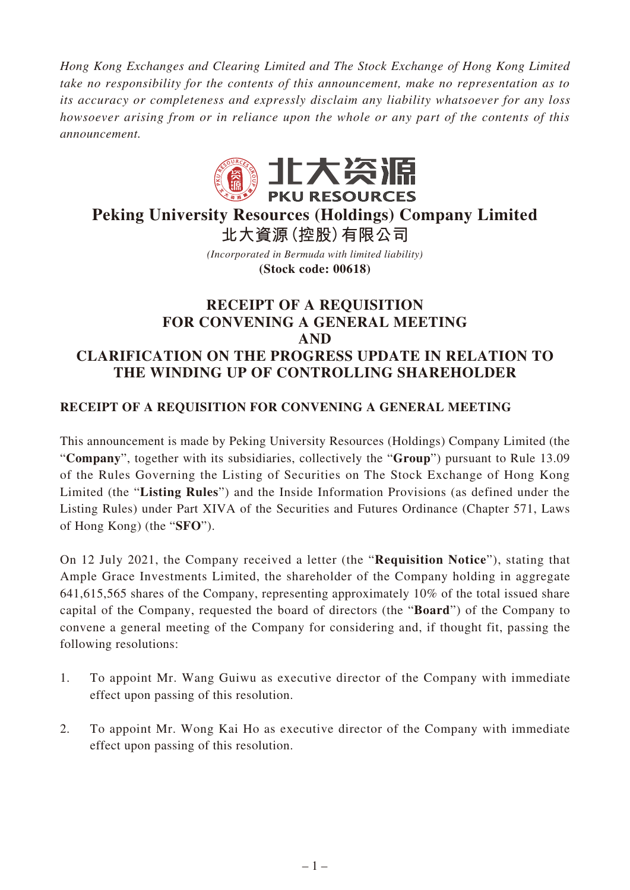*Hong Kong Exchanges and Clearing Limited and The Stock Exchange of Hong Kong Limited take no responsibility for the contents of this announcement, make no representation as to its accuracy or completeness and expressly disclaim any liability whatsoever for any loss howsoever arising from or in reliance upon the whole or any part of the contents of this announcement.*

北大资源
PKU RESOURCES

# Peking University Resources (Holdings) Company Limited
# 北大資源(控股)有限公司

*(Incorporated in Bermuda with limited liability)*
**(Stock code: 00618)**

## RECEIPT OF A REQUISITION FOR CONVENING A GENERAL MEETING AND CLARIFICATION ON THE PROGRESS UPDATE IN RELATION TO THE WINDING UP OF CONTROLLING SHAREHOLDER

### RECEIPT OF A REQUISITION FOR CONVENING A GENERAL MEETING

This announcement is made by Peking University Resources (Holdings) Company Limited (the "**Company**", together with its subsidiaries, collectively the "**Group**") pursuant to Rule 13.09 of the Rules Governing the Listing of Securities on The Stock Exchange of Hong Kong Limited (the "**Listing Rules**") and the Inside Information Provisions (as defined under the Listing Rules) under Part XIVA of the Securities and Futures Ordinance (Chapter 571, Laws of Hong Kong) (the "**SFO**").

On 12 July 2021, the Company received a letter (the "**Requisition Notice**"), stating that Ample Grace Investments Limited, the shareholder of the Company holding in aggregate 641,615,565 shares of the Company, representing approximately 10% of the total issued share capital of the Company, requested the board of directors (the "**Board**") of the Company to convene a general meeting of the Company for considering and, if thought fit, passing the following resolutions:

1. To appoint Mr. Wang Guiwu as executive director of the Company with immediate effect upon passing of this resolution.

2. To appoint Mr. Wong Kai Ho as executive director of the Company with immediate effect upon passing of this resolution.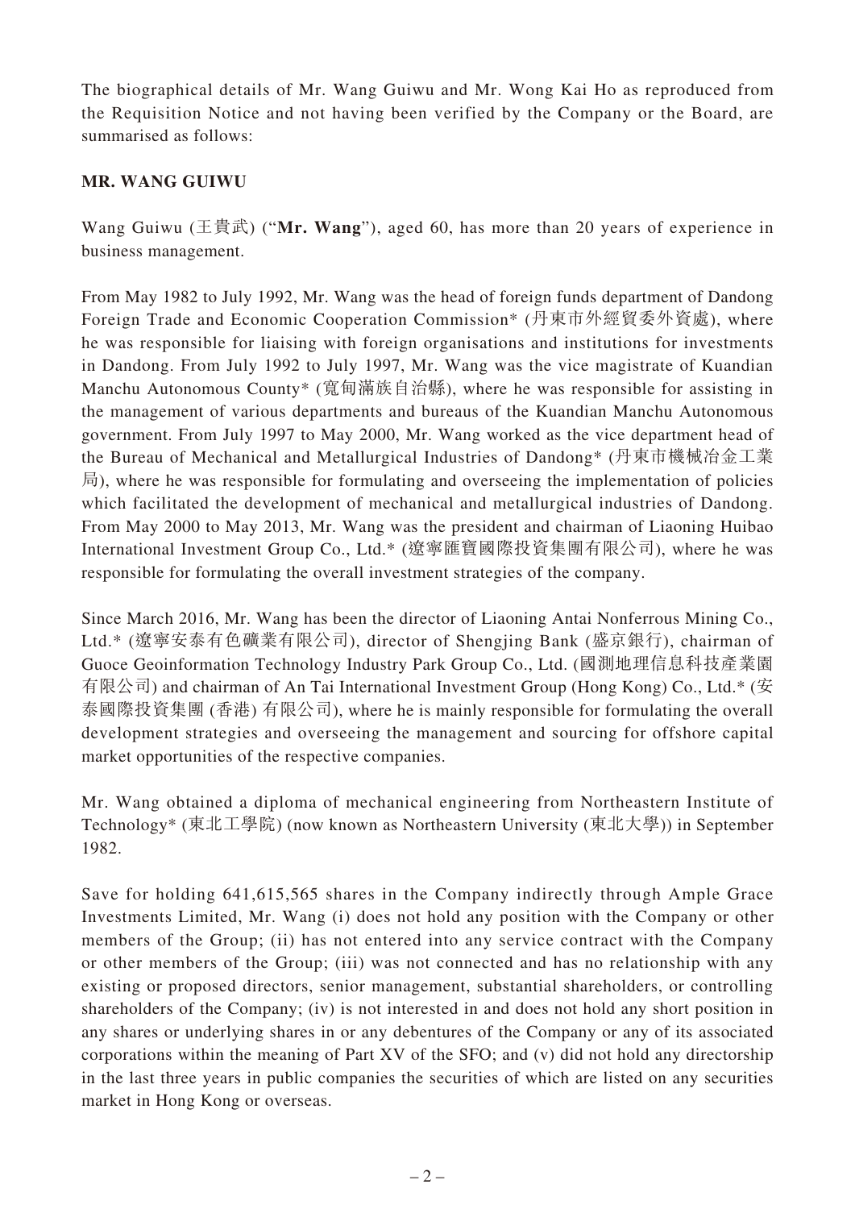The biographical details of Mr. Wang Guiwu and Mr. Wong Kai Ho as reproduced from the Requisition Notice and not having been verified by the Company or the Board, are summarised as follows:

**MR. WANG GUIWU**

Wang Guiwu (王貴武) ("**Mr. Wang**"), aged 60, has more than 20 years of experience in business management.

From May 1982 to July 1992, Mr. Wang was the head of foreign funds department of Dandong Foreign Trade and Economic Cooperation Commission* (丹東市外經貿委外資處), where he was responsible for liaising with foreign organisations and institutions for investments in Dandong. From July 1992 to July 1997, Mr. Wang was the vice magistrate of Kuandian Manchu Autonomous County* (寬甸滿族自治縣), where he was responsible for assisting in the management of various departments and bureaus of the Kuandian Manchu Autonomous government. From July 1997 to May 2000, Mr. Wang worked as the vice department head of the Bureau of Mechanical and Metallurgical Industries of Dandong* (丹東市機械冶金工業局), where he was responsible for formulating and overseeing the implementation of policies which facilitated the development of mechanical and metallurgical industries of Dandong. From May 2000 to May 2013, Mr. Wang was the president and chairman of Liaoning Huibao International Investment Group Co., Ltd.* (遼寧匯寶國際投資集團有限公司), where he was responsible for formulating the overall investment strategies of the company.

Since March 2016, Mr. Wang has been the director of Liaoning Antai Nonferrous Mining Co., Ltd.* (遼寧安泰有色礦業有限公司), director of Shengjing Bank (盛京銀行), chairman of Guoce Geoinformation Technology Industry Park Group Co., Ltd. (國測地理信息科技產業園有限公司) and chairman of An Tai International Investment Group (Hong Kong) Co., Ltd.* (安泰國際投資集團 (香港) 有限公司), where he is mainly responsible for formulating the overall development strategies and overseeing the management and sourcing for offshore capital market opportunities of the respective companies.

Mr. Wang obtained a diploma of mechanical engineering from Northeastern Institute of Technology* (東北工學院) (now known as Northeastern University (東北大學)) in September 1982.

Save for holding 641,615,565 shares in the Company indirectly through Ample Grace Investments Limited, Mr. Wang (i) does not hold any position with the Company or other members of the Group; (ii) has not entered into any service contract with the Company or other members of the Group; (iii) was not connected and has no relationship with any existing or proposed directors, senior management, substantial shareholders, or controlling shareholders of the Company; (iv) is not interested in and does not hold any short position in any shares or underlying shares in or any debentures of the Company or any of its associated corporations within the meaning of Part XV of the SFO; and (v) did not hold any directorship in the last three years in public companies the securities of which are listed on any securities market in Hong Kong or overseas.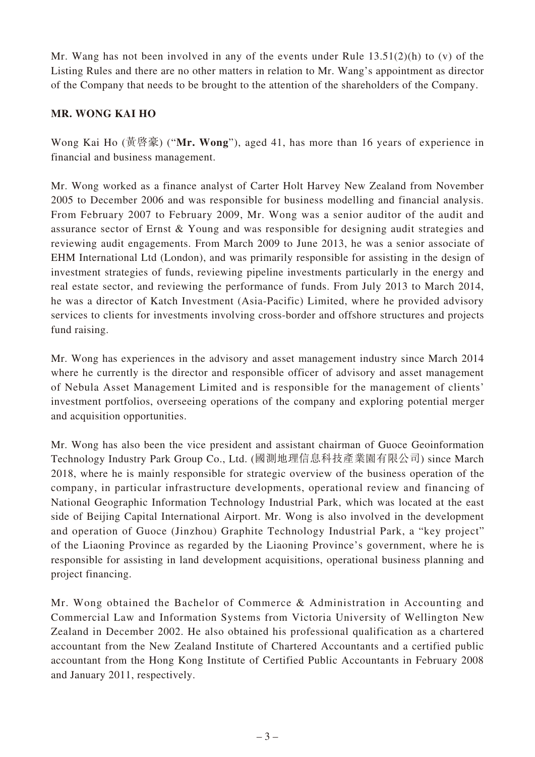Mr. Wang has not been involved in any of the events under Rule 13.51(2)(h) to (v) of the Listing Rules and there are no other matters in relation to Mr. Wang's appointment as director of the Company that needs to be brought to the attention of the shareholders of the Company.

**MR. WONG KAI HO**

Wong Kai Ho (黃啓豪) ("**Mr. Wong**"), aged 41, has more than 16 years of experience in financial and business management.

Mr. Wong worked as a finance analyst of Carter Holt Harvey New Zealand from November 2005 to December 2006 and was responsible for business modelling and financial analysis. From February 2007 to February 2009, Mr. Wong was a senior auditor of the audit and assurance sector of Ernst & Young and was responsible for designing audit strategies and reviewing audit engagements. From March 2009 to June 2013, he was a senior associate of EHM International Ltd (London), and was primarily responsible for assisting in the design of investment strategies of funds, reviewing pipeline investments particularly in the energy and real estate sector, and reviewing the performance of funds. From July 2013 to March 2014, he was a director of Katch Investment (Asia-Pacific) Limited, where he provided advisory services to clients for investments involving cross-border and offshore structures and projects fund raising.

Mr. Wong has experiences in the advisory and asset management industry since March 2014 where he currently is the director and responsible officer of advisory and asset management of Nebula Asset Management Limited and is responsible for the management of clients' investment portfolios, overseeing operations of the company and exploring potential merger and acquisition opportunities.

Mr. Wong has also been the vice president and assistant chairman of Guoce Geoinformation Technology Industry Park Group Co., Ltd. (國測地理信息科技產業園有限公司) since March 2018, where he is mainly responsible for strategic overview of the business operation of the company, in particular infrastructure developments, operational review and financing of National Geographic Information Technology Industrial Park, which was located at the east side of Beijing Capital International Airport. Mr. Wong is also involved in the development and operation of Guoce (Jinzhou) Graphite Technology Industrial Park, a "key project" of the Liaoning Province as regarded by the Liaoning Province's government, where he is responsible for assisting in land development acquisitions, operational business planning and project financing.

Mr. Wong obtained the Bachelor of Commerce & Administration in Accounting and Commercial Law and Information Systems from Victoria University of Wellington New Zealand in December 2002. He also obtained his professional qualification as a chartered accountant from the New Zealand Institute of Chartered Accountants and a certified public accountant from the Hong Kong Institute of Certified Public Accountants in February 2008 and January 2011, respectively.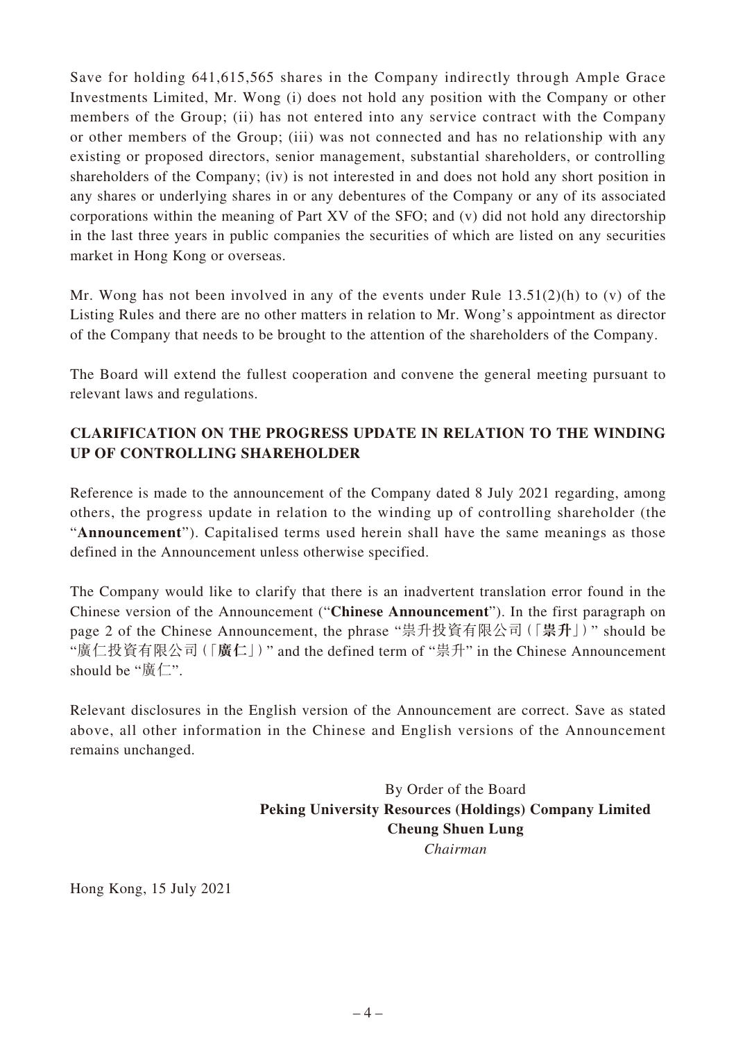Save for holding 641,615,565 shares in the Company indirectly through Ample Grace Investments Limited, Mr. Wong (i) does not hold any position with the Company or other members of the Group; (ii) has not entered into any service contract with the Company or other members of the Group; (iii) was not connected and has no relationship with any existing or proposed directors, senior management, substantial shareholders, or controlling shareholders of the Company; (iv) is not interested in and does not hold any short position in any shares or underlying shares in or any debentures of the Company or any of its associated corporations within the meaning of Part XV of the SFO; and (v) did not hold any directorship in the last three years in public companies the securities of which are listed on any securities market in Hong Kong or overseas.

Mr. Wong has not been involved in any of the events under Rule 13.51(2)(h) to (v) of the Listing Rules and there are no other matters in relation to Mr. Wong's appointment as director of the Company that needs to be brought to the attention of the shareholders of the Company.

The Board will extend the fullest cooperation and convene the general meeting pursuant to relevant laws and regulations.

## CLARIFICATION ON THE PROGRESS UPDATE IN RELATION TO THE WINDING UP OF CONTROLLING SHAREHOLDER

Reference is made to the announcement of the Company dated 8 July 2021 regarding, among others, the progress update in relation to the winding up of controlling shareholder (the "**Announcement**"). Capitalised terms used herein shall have the same meanings as those defined in the Announcement unless otherwise specified.

The Company would like to clarify that there is an inadvertent translation error found in the Chinese version of the Announcement ("**Chinese Announcement**"). In the first paragraph on page 2 of the Chinese Announcement, the phrase "崇升投資有限公司(「**崇升**」)" should be "廣仁投資有限公司(「**廣仁**」)" and the defined term of "崇升" in the Chinese Announcement should be "廣仁".

Relevant disclosures in the English version of the Announcement are correct. Save as stated above, all other information in the Chinese and English versions of the Announcement remains unchanged.

By Order of the Board
**Peking University Resources (Holdings) Company Limited**
**Cheung Shuen Lung**
*Chairman*

Hong Kong, 15 July 2021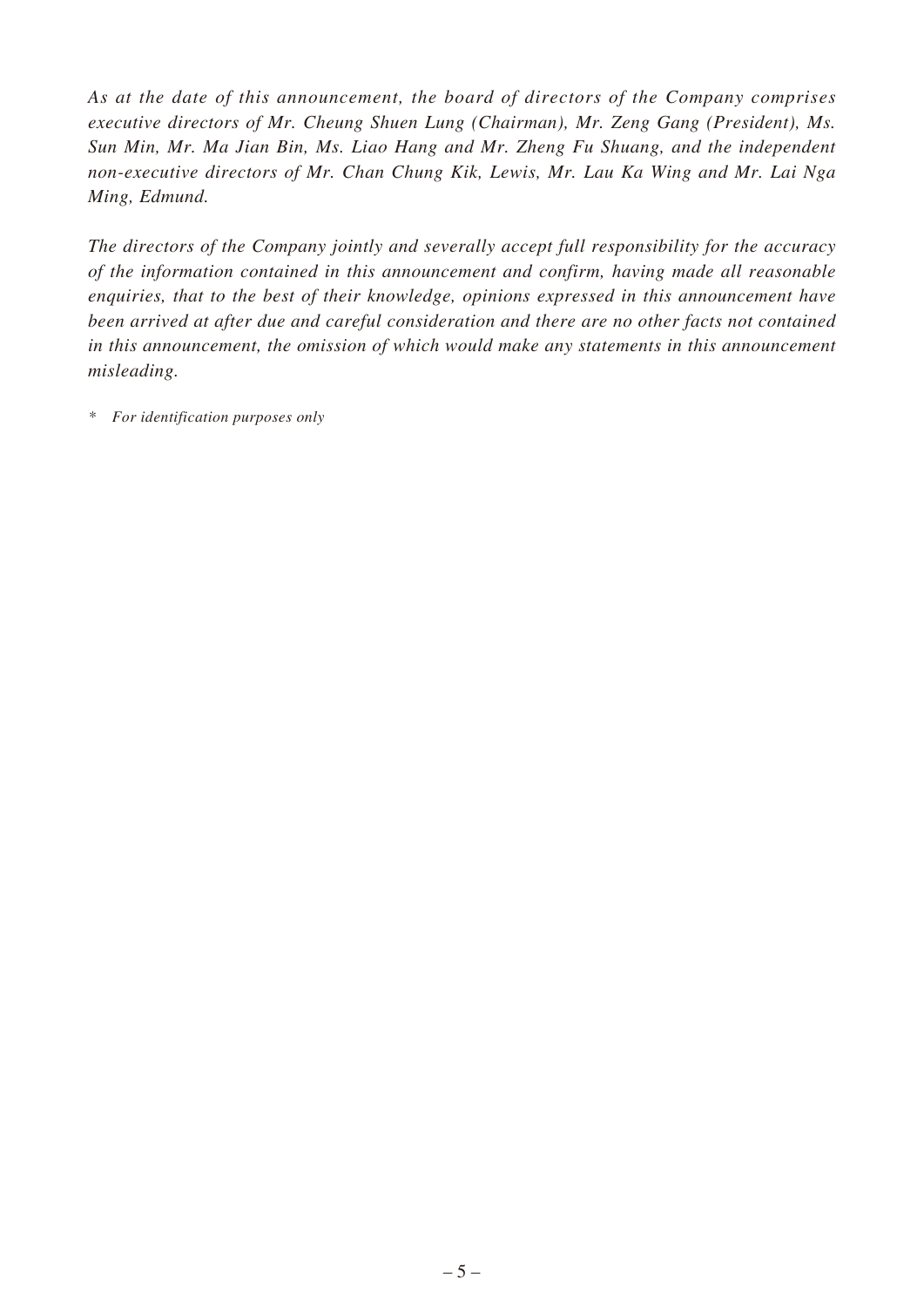*As at the date of this announcement, the board of directors of the Company comprises executive directors of Mr. Cheung Shuen Lung (Chairman), Mr. Zeng Gang (President), Ms. Sun Min, Mr. Ma Jian Bin, Ms. Liao Hang and Mr. Zheng Fu Shuang, and the independent non-executive directors of Mr. Chan Chung Kik, Lewis, Mr. Lau Ka Wing and Mr. Lai Nga Ming, Edmund.*

*The directors of the Company jointly and severally accept full responsibility for the accuracy of the information contained in this announcement and confirm, having made all reasonable enquiries, that to the best of their knowledge, opinions expressed in this announcement have been arrived at after due and careful consideration and there are no other facts not contained in this announcement, the omission of which would make any statements in this announcement misleading.*

\* *For identification purposes only*